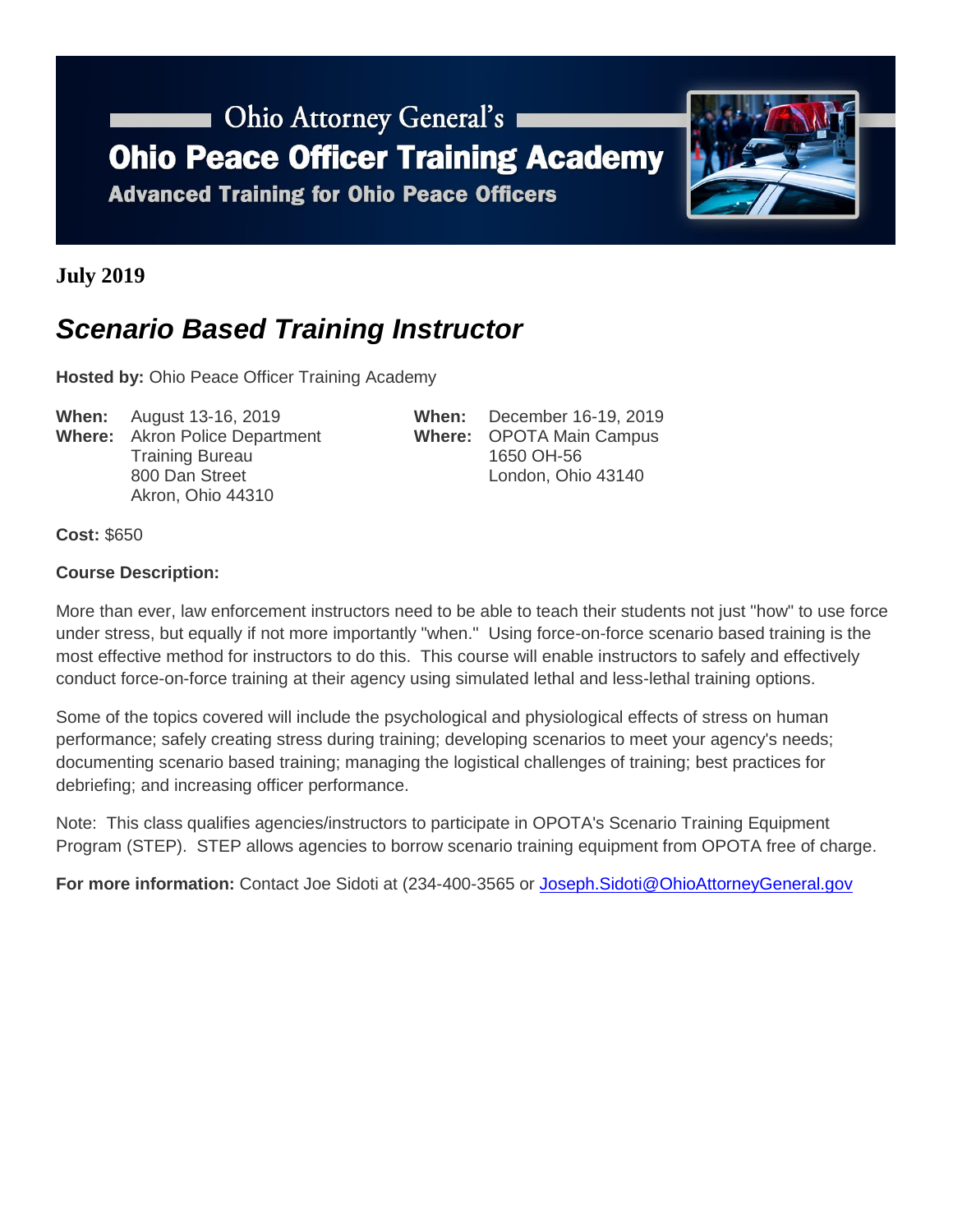Ohio Attorney General's

# Ohio Peace Officer Training Academy

**Advanced Training for Ohio Peace Officers**

**July 2019**

## *Scenario Based Training Instructor*

**Hosted by:** Ohio Peace Officer Training Academy

**When:** August 13-16, 2019
**Where:** Akron Police Department
Training Bureau
800 Dan Street
Akron, Ohio 44310

**When:** December 16-19, 2019
**Where:** OPOTA Main Campus
1650 OH-56
London, Ohio 43140

**Cost:** $650

**Course Description:**

More than ever, law enforcement instructors need to be able to teach their students not just "how" to use force under stress, but equally if not more importantly "when." Using force-on-force scenario based training is the most effective method for instructors to do this. This course will enable instructors to safely and effectively conduct force-on-force training at their agency using simulated lethal and less-lethal training options.

Some of the topics covered will include the psychological and physiological effects of stress on human performance; safely creating stress during training; developing scenarios to meet your agency's needs; documenting scenario based training; managing the logistical challenges of training; best practices for debriefing; and increasing officer performance.

Note: This class qualifies agencies/instructors to participate in OPOTA's Scenario Training Equipment Program (STEP). STEP allows agencies to borrow scenario training equipment from OPOTA free of charge.

**For more information:** Contact Joe Sidoti at (234-400-3565 or [Joseph.Sidoti@OhioAttorneyGeneral.gov](mailto:Joseph.Sidoti@OhioAttorneyGeneral.gov)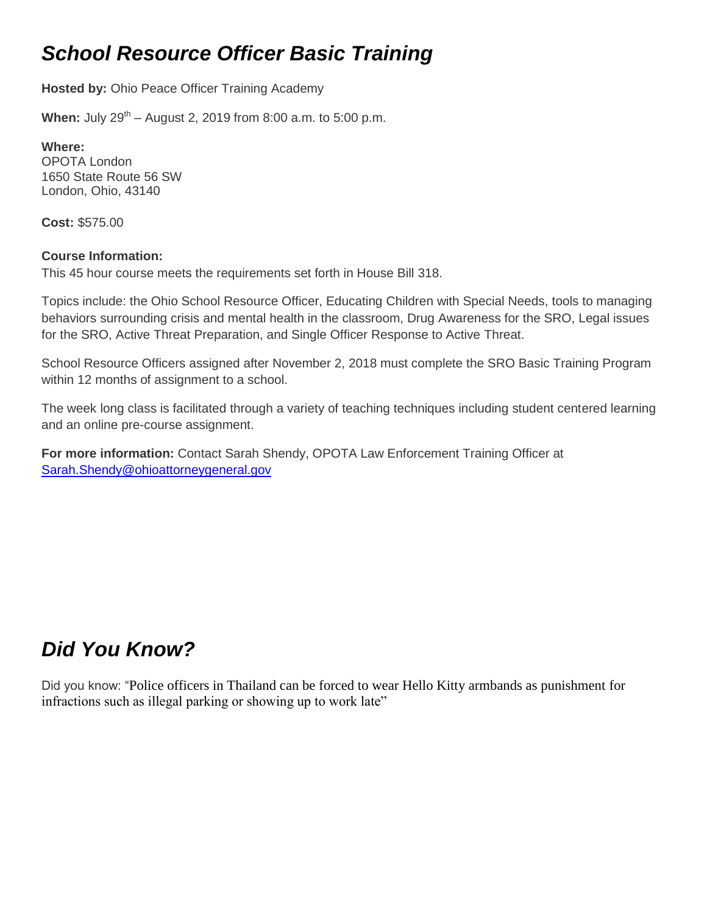## *School Resource Officer Basic Training*

**Hosted by:** Ohio Peace Officer Training Academy

**When:** July 29th – August 2, 2019 from 8:00 a.m. to 5:00 p.m.

**Where:**
OPOTA London
1650 State Route 56 SW
London, Ohio, 43140

**Cost:** $575.00

**Course Information:**
This 45 hour course meets the requirements set forth in House Bill 318.

Topics include: the Ohio School Resource Officer, Educating Children with Special Needs, tools to managing behaviors surrounding crisis and mental health in the classroom, Drug Awareness for the SRO, Legal issues for the SRO, Active Threat Preparation, and Single Officer Response to Active Threat.

School Resource Officers assigned after November 2, 2018 must complete the SRO Basic Training Program within 12 months of assignment to a school.

The week long class is facilitated through a variety of teaching techniques including student centered learning and an online pre-course assignment.

**For more information:** Contact Sarah Shendy, OPOTA Law Enforcement Training Officer at [Sarah.Shendy@ohioattorneygeneral.gov](mailto:Sarah.Shendy@ohioattorneygeneral.gov)

## *Did You Know?*

Did you know: "Police officers in Thailand can be forced to wear Hello Kitty armbands as punishment for infractions such as illegal parking or showing up to work late"